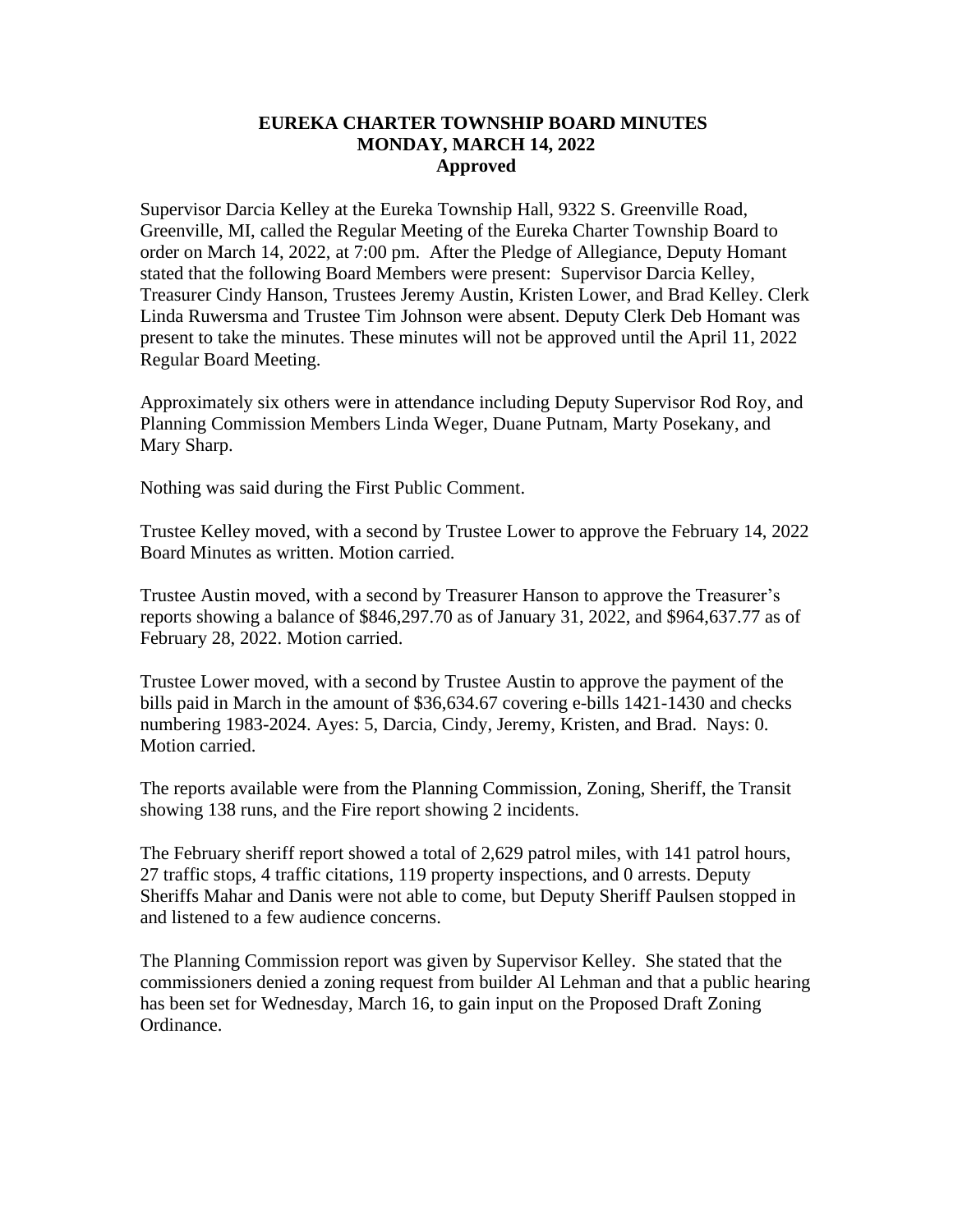# EUREKA CHARTER TOWNSHIP BOARD MINUTES
## MONDAY, MARCH 14, 2022
### Approved

Supervisor Darcia Kelley at the Eureka Township Hall, 9322 S. Greenville Road, Greenville, MI, called the Regular Meeting of the Eureka Charter Township Board to order on March 14, 2022, at 7:00 pm. After the Pledge of Allegiance, Deputy Homant stated that the following Board Members were present: Supervisor Darcia Kelley, Treasurer Cindy Hanson, Trustees Jeremy Austin, Kristen Lower, and Brad Kelley. Clerk Linda Ruwersma and Trustee Tim Johnson were absent. Deputy Clerk Deb Homant was present to take the minutes. These minutes will not be approved until the April 11, 2022 Regular Board Meeting.

Approximately six others were in attendance including Deputy Supervisor Rod Roy, and Planning Commission Members Linda Weger, Duane Putnam, Marty Posekany, and Mary Sharp.

Nothing was said during the First Public Comment.

Trustee Kelley moved, with a second by Trustee Lower to approve the February 14, 2022 Board Minutes as written. Motion carried.

Trustee Austin moved, with a second by Treasurer Hanson to approve the Treasurer's reports showing a balance of $846,297.70 as of January 31, 2022, and $964,637.77 as of February 28, 2022. Motion carried.

Trustee Lower moved, with a second by Trustee Austin to approve the payment of the bills paid in March in the amount of $36,634.67 covering e-bills 1421-1430 and checks numbering 1983-2024. Ayes: 5, Darcia, Cindy, Jeremy, Kristen, and Brad. Nays: 0. Motion carried.

The reports available were from the Planning Commission, Zoning, Sheriff, the Transit showing 138 runs, and the Fire report showing 2 incidents.

The February sheriff report showed a total of 2,629 patrol miles, with 141 patrol hours, 27 traffic stops, 4 traffic citations, 119 property inspections, and 0 arrests. Deputy Sheriffs Mahar and Danis were not able to come, but Deputy Sheriff Paulsen stopped in and listened to a few audience concerns.

The Planning Commission report was given by Supervisor Kelley. She stated that the commissioners denied a zoning request from builder Al Lehman and that a public hearing has been set for Wednesday, March 16, to gain input on the Proposed Draft Zoning Ordinance.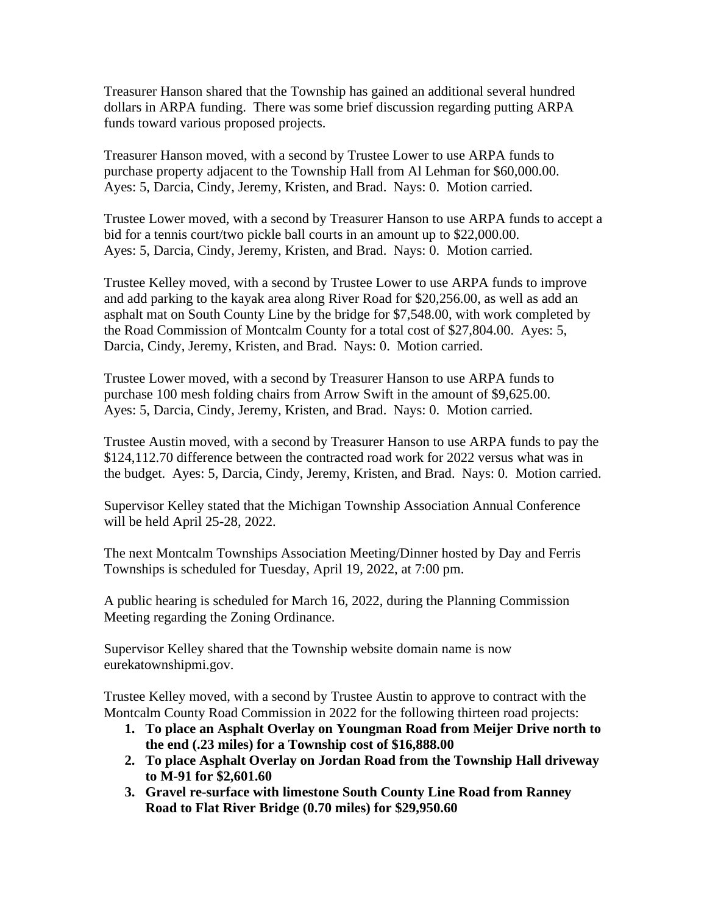Treasurer Hanson shared that the Township has gained an additional several hundred dollars in ARPA funding. There was some brief discussion regarding putting ARPA funds toward various proposed projects.

Treasurer Hanson moved, with a second by Trustee Lower to use ARPA funds to purchase property adjacent to the Township Hall from Al Lehman for $60,000.00. Ayes: 5, Darcia, Cindy, Jeremy, Kristen, and Brad. Nays: 0. Motion carried.

Trustee Lower moved, with a second by Treasurer Hanson to use ARPA funds to accept a bid for a tennis court/two pickle ball courts in an amount up to $22,000.00. Ayes: 5, Darcia, Cindy, Jeremy, Kristen, and Brad. Nays: 0. Motion carried.

Trustee Kelley moved, with a second by Trustee Lower to use ARPA funds to improve and add parking to the kayak area along River Road for $20,256.00, as well as add an asphalt mat on South County Line by the bridge for $7,548.00, with work completed by the Road Commission of Montcalm County for a total cost of $27,804.00. Ayes: 5, Darcia, Cindy, Jeremy, Kristen, and Brad. Nays: 0. Motion carried.

Trustee Lower moved, with a second by Treasurer Hanson to use ARPA funds to purchase 100 mesh folding chairs from Arrow Swift in the amount of $9,625.00. Ayes: 5, Darcia, Cindy, Jeremy, Kristen, and Brad. Nays: 0. Motion carried.

Trustee Austin moved, with a second by Treasurer Hanson to use ARPA funds to pay the $124,112.70 difference between the contracted road work for 2022 versus what was in the budget. Ayes: 5, Darcia, Cindy, Jeremy, Kristen, and Brad. Nays: 0. Motion carried.

Supervisor Kelley stated that the Michigan Township Association Annual Conference will be held April 25-28, 2022.

The next Montcalm Townships Association Meeting/Dinner hosted by Day and Ferris Townships is scheduled for Tuesday, April 19, 2022, at 7:00 pm.

A public hearing is scheduled for March 16, 2022, during the Planning Commission Meeting regarding the Zoning Ordinance.

Supervisor Kelley shared that the Township website domain name is now eurekatownshipmi.gov.

Trustee Kelley moved, with a second by Trustee Austin to approve to contract with the Montcalm County Road Commission in 2022 for the following thirteen road projects:

1. **To place an Asphalt Overlay on Youngman Road from Meijer Drive north to the end (.23 miles) for a Township cost of $16,888.00**
2. **To place Asphalt Overlay on Jordan Road from the Township Hall driveway to M-91 for $2,601.60**
3. **Gravel re-surface with limestone South County Line Road from Ranney Road to Flat River Bridge (0.70 miles) for $29,950.60**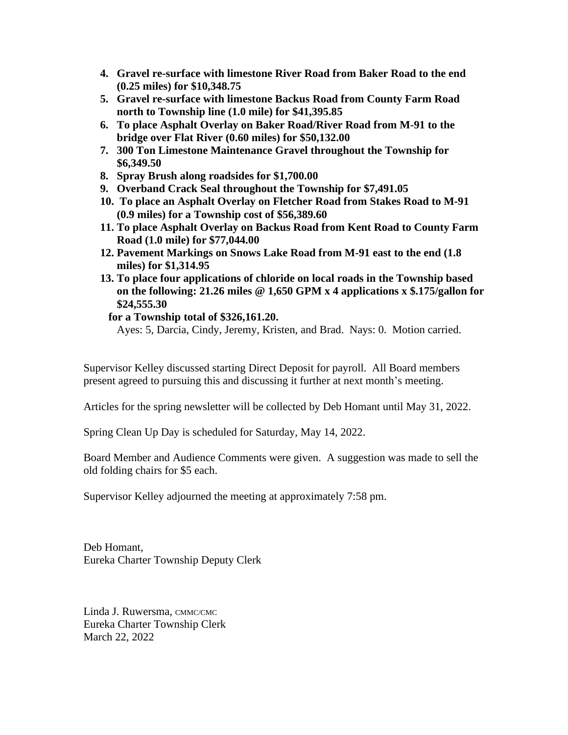4. **Gravel re-surface with limestone River Road from Baker Road to the end (0.25 miles) for $10,348.75**
5. **Gravel re-surface with limestone Backus Road from County Farm Road north to Township line (1.0 mile) for $41,395.85**
6. **To place Asphalt Overlay on Baker Road/River Road from M-91 to the bridge over Flat River (0.60 miles) for $50,132.00**
7. **300 Ton Limestone Maintenance Gravel throughout the Township for $6,349.50**
8. **Spray Brush along roadsides for $1,700.00**
9. **Overband Crack Seal throughout the Township for $7,491.05**
10. **To place an Asphalt Overlay on Fletcher Road from Stakes Road to M-91 (0.9 miles) for a Township cost of $56,389.60**
11. **To place Asphalt Overlay on Backus Road from Kent Road to County Farm Road (1.0 mile) for $77,044.00**
12. **Pavement Markings on Snows Lake Road from M-91 east to the end (1.8 miles) for $1,314.95**
13. **To place four applications of chloride on local roads in the Township based on the following: 21.26 miles @ 1,650 GPM x 4 applications x $.175/gallon for $24,555.30**

**for a Township total of $326,161.20.**

Ayes: 5, Darcia, Cindy, Jeremy, Kristen, and Brad. Nays: 0. Motion carried.

Supervisor Kelley discussed starting Direct Deposit for payroll. All Board members present agreed to pursuing this and discussing it further at next month's meeting.

Articles for the spring newsletter will be collected by Deb Homant until May 31, 2022.

Spring Clean Up Day is scheduled for Saturday, May 14, 2022.

Board Member and Audience Comments were given. A suggestion was made to sell the old folding chairs for $5 each.

Supervisor Kelley adjourned the meeting at approximately 7:58 pm.

Deb Homant,
Eureka Charter Township Deputy Clerk

Linda J. Ruwersma, CMMC/CMC
Eureka Charter Township Clerk
March 22, 2022